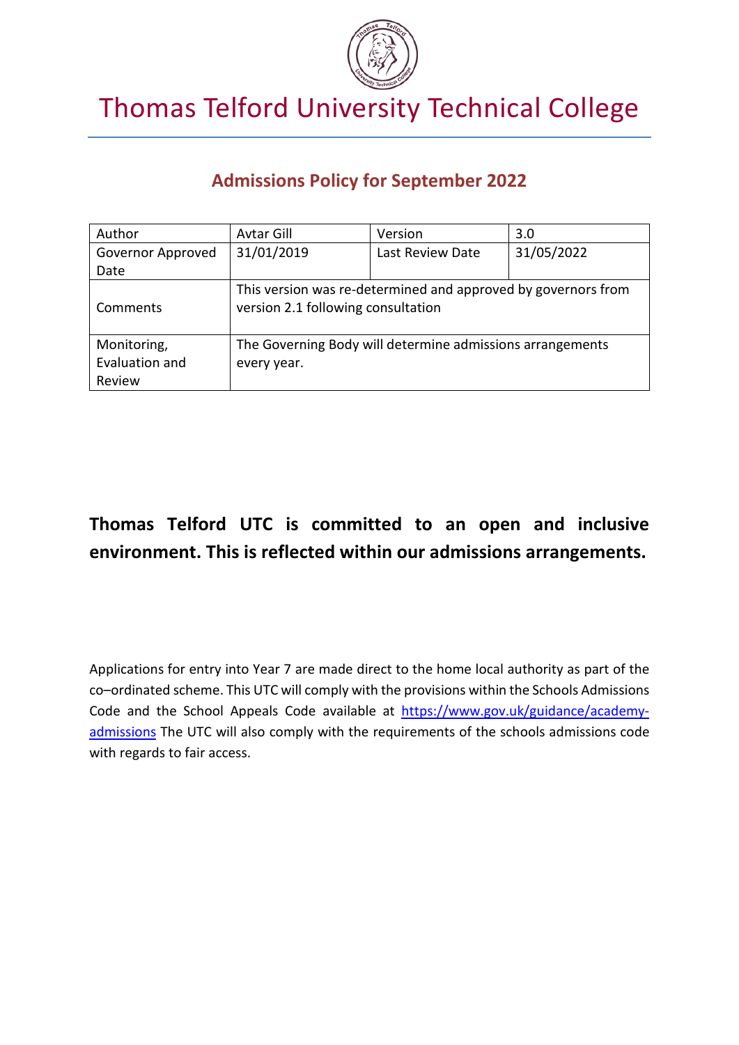# Thomas Telford University Technical College

## Admissions Policy for September 2022

| Author | Avtar Gill | Version | 3.0 |
|---|---|---|---|
| Governor Approved Date | 31/01/2019 | Last Review Date | 31/05/2022 |
| Comments | This version was re-determined and approved by governors from version 2.1 following consultation | | |
| Monitoring, Evaluation and Review | The Governing Body will determine admissions arrangements every year. | | |

**Thomas Telford UTC is committed to an open and inclusive environment. This is reflected within our admissions arrangements.**

Applications for entry into Year 7 are made direct to the home local authority as part of the co–ordinated scheme. This UTC will comply with the provisions within the Schools Admissions Code and the School Appeals Code available at [https://www.gov.uk/guidance/academy-admissions](https://www.gov.uk/guidance/academy-admissions) The UTC will also comply with the requirements of the schools admissions code with regards to fair access.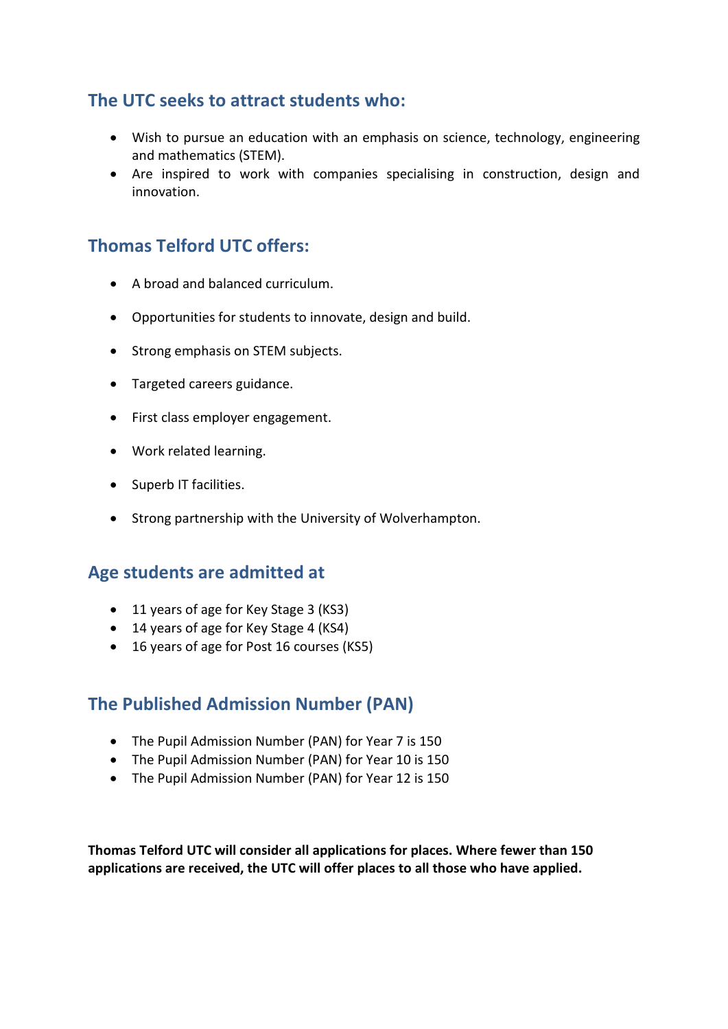## The UTC seeks to attract students who:

- Wish to pursue an education with an emphasis on science, technology, engineering and mathematics (STEM).
- Are inspired to work with companies specialising in construction, design and innovation.

## Thomas Telford UTC offers:

- A broad and balanced curriculum.
- Opportunities for students to innovate, design and build.
- Strong emphasis on STEM subjects.
- Targeted careers guidance.
- First class employer engagement.
- Work related learning.
- Superb IT facilities.
- Strong partnership with the University of Wolverhampton.

## Age students are admitted at

- 11 years of age for Key Stage 3 (KS3)
- 14 years of age for Key Stage 4 (KS4)
- 16 years of age for Post 16 courses (KS5)

## The Published Admission Number (PAN)

- The Pupil Admission Number (PAN) for Year 7 is 150
- The Pupil Admission Number (PAN) for Year 10 is 150
- The Pupil Admission Number (PAN) for Year 12 is 150

**Thomas Telford UTC will consider all applications for places. Where fewer than 150 applications are received, the UTC will offer places to all those who have applied.**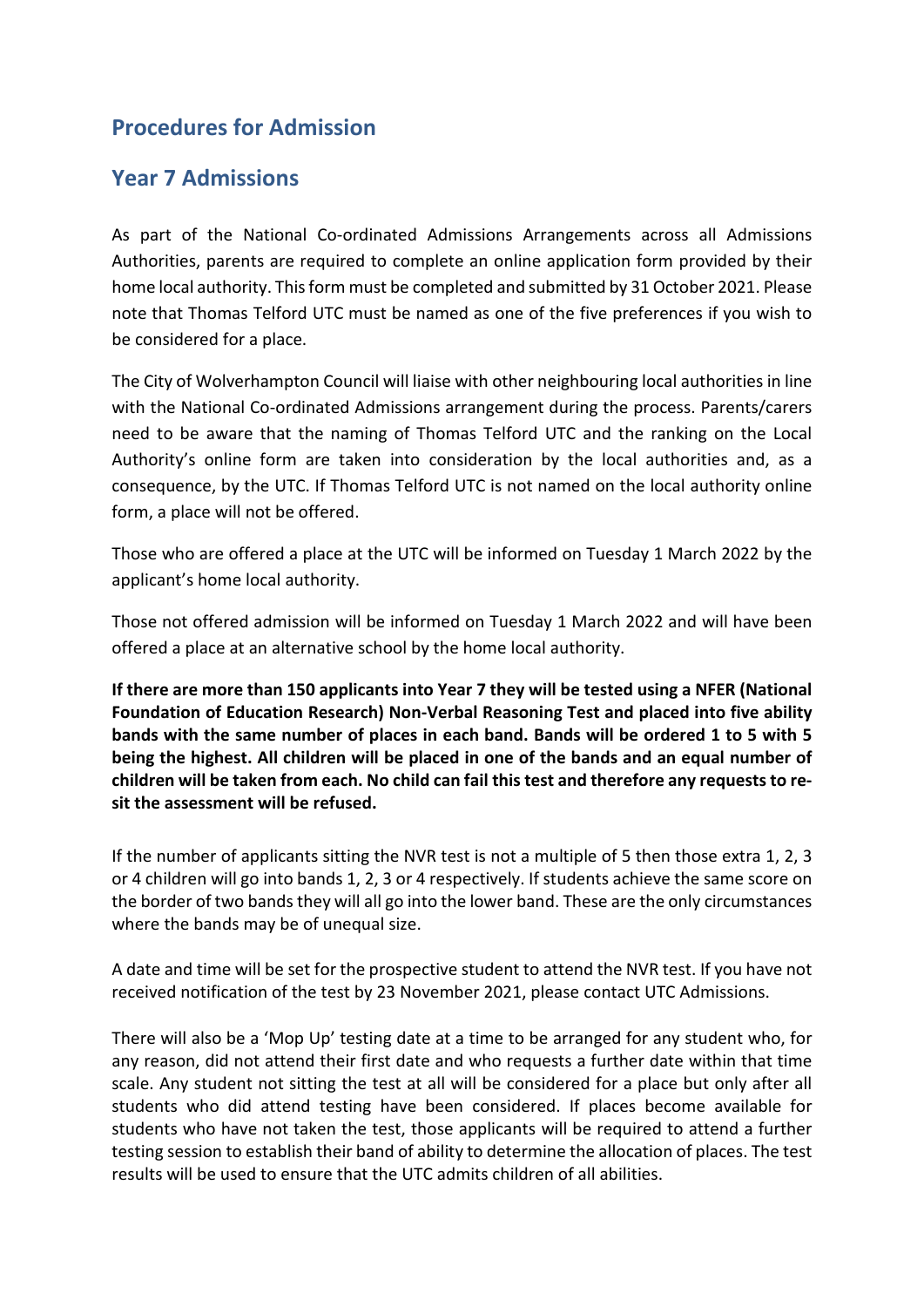## Procedures for Admission

## Year 7 Admissions

As part of the National Co-ordinated Admissions Arrangements across all Admissions Authorities, parents are required to complete an online application form provided by their home local authority. This form must be completed and submitted by 31 October 2021. Please note that Thomas Telford UTC must be named as one of the five preferences if you wish to be considered for a place.

The City of Wolverhampton Council will liaise with other neighbouring local authorities in line with the National Co-ordinated Admissions arrangement during the process. Parents/carers need to be aware that the naming of Thomas Telford UTC and the ranking on the Local Authority's online form are taken into consideration by the local authorities and, as a consequence, by the UTC. If Thomas Telford UTC is not named on the local authority online form, a place will not be offered.

Those who are offered a place at the UTC will be informed on Tuesday 1 March 2022 by the applicant's home local authority.

Those not offered admission will be informed on Tuesday 1 March 2022 and will have been offered a place at an alternative school by the home local authority.

**If there are more than 150 applicants into Year 7 they will be tested using a NFER (National Foundation of Education Research) Non-Verbal Reasoning Test and placed into five ability bands with the same number of places in each band. Bands will be ordered 1 to 5 with 5 being the highest. All children will be placed in one of the bands and an equal number of children will be taken from each. No child can fail this test and therefore any requests to re-sit the assessment will be refused.**

If the number of applicants sitting the NVR test is not a multiple of 5 then those extra 1, 2, 3 or 4 children will go into bands 1, 2, 3 or 4 respectively. If students achieve the same score on the border of two bands they will all go into the lower band. These are the only circumstances where the bands may be of unequal size.

A date and time will be set for the prospective student to attend the NVR test. If you have not received notification of the test by 23 November 2021, please contact UTC Admissions.

There will also be a 'Mop Up' testing date at a time to be arranged for any student who, for any reason, did not attend their first date and who requests a further date within that time scale. Any student not sitting the test at all will be considered for a place but only after all students who did attend testing have been considered. If places become available for students who have not taken the test, those applicants will be required to attend a further testing session to establish their band of ability to determine the allocation of places. The test results will be used to ensure that the UTC admits children of all abilities.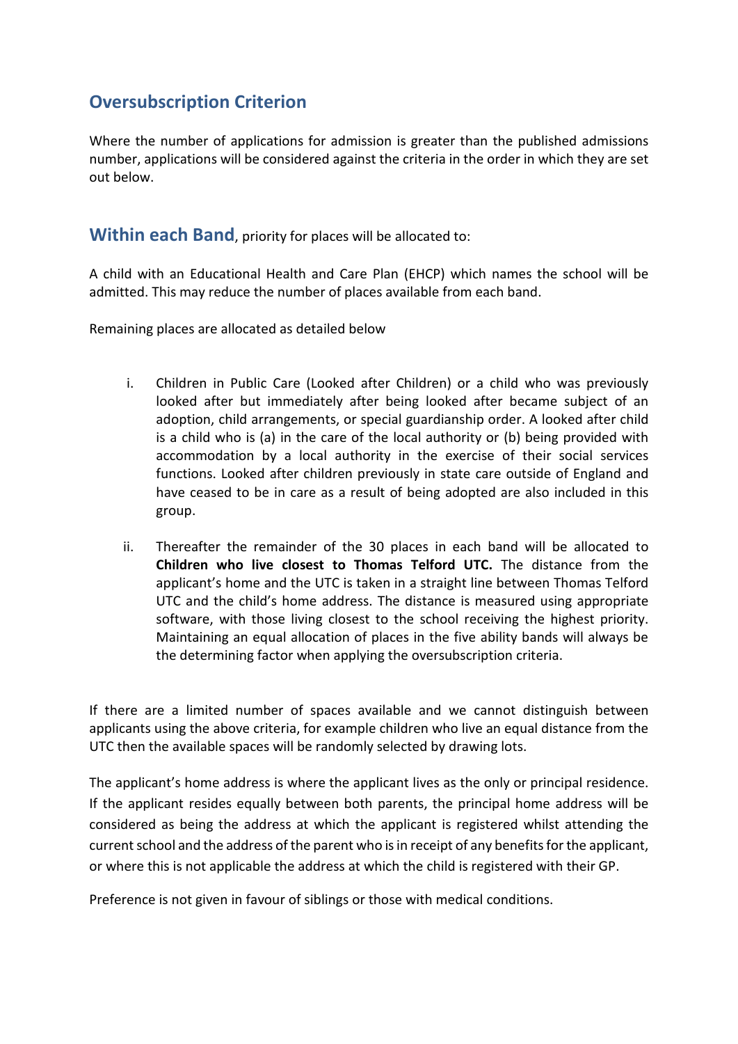## Oversubscription Criterion

Where the number of applications for admission is greater than the published admissions number, applications will be considered against the criteria in the order in which they are set out below.

## Within each Band, priority for places will be allocated to:

A child with an Educational Health and Care Plan (EHCP) which names the school will be admitted. This may reduce the number of places available from each band.

Remaining places are allocated as detailed below

i. Children in Public Care (Looked after Children) or a child who was previously looked after but immediately after being looked after became subject of an adoption, child arrangements, or special guardianship order. A looked after child is a child who is (a) in the care of the local authority or (b) being provided with accommodation by a local authority in the exercise of their social services functions. Looked after children previously in state care outside of England and have ceased to be in care as a result of being adopted are also included in this group.

ii. Thereafter the remainder of the 30 places in each band will be allocated to **Children who live closest to Thomas Telford UTC.** The distance from the applicant's home and the UTC is taken in a straight line between Thomas Telford UTC and the child's home address. The distance is measured using appropriate software, with those living closest to the school receiving the highest priority. Maintaining an equal allocation of places in the five ability bands will always be the determining factor when applying the oversubscription criteria.

If there are a limited number of spaces available and we cannot distinguish between applicants using the above criteria, for example children who live an equal distance from the UTC then the available spaces will be randomly selected by drawing lots.

The applicant's home address is where the applicant lives as the only or principal residence. If the applicant resides equally between both parents, the principal home address will be considered as being the address at which the applicant is registered whilst attending the current school and the address of the parent who is in receipt of any benefits for the applicant, or where this is not applicable the address at which the child is registered with their GP.

Preference is not given in favour of siblings or those with medical conditions.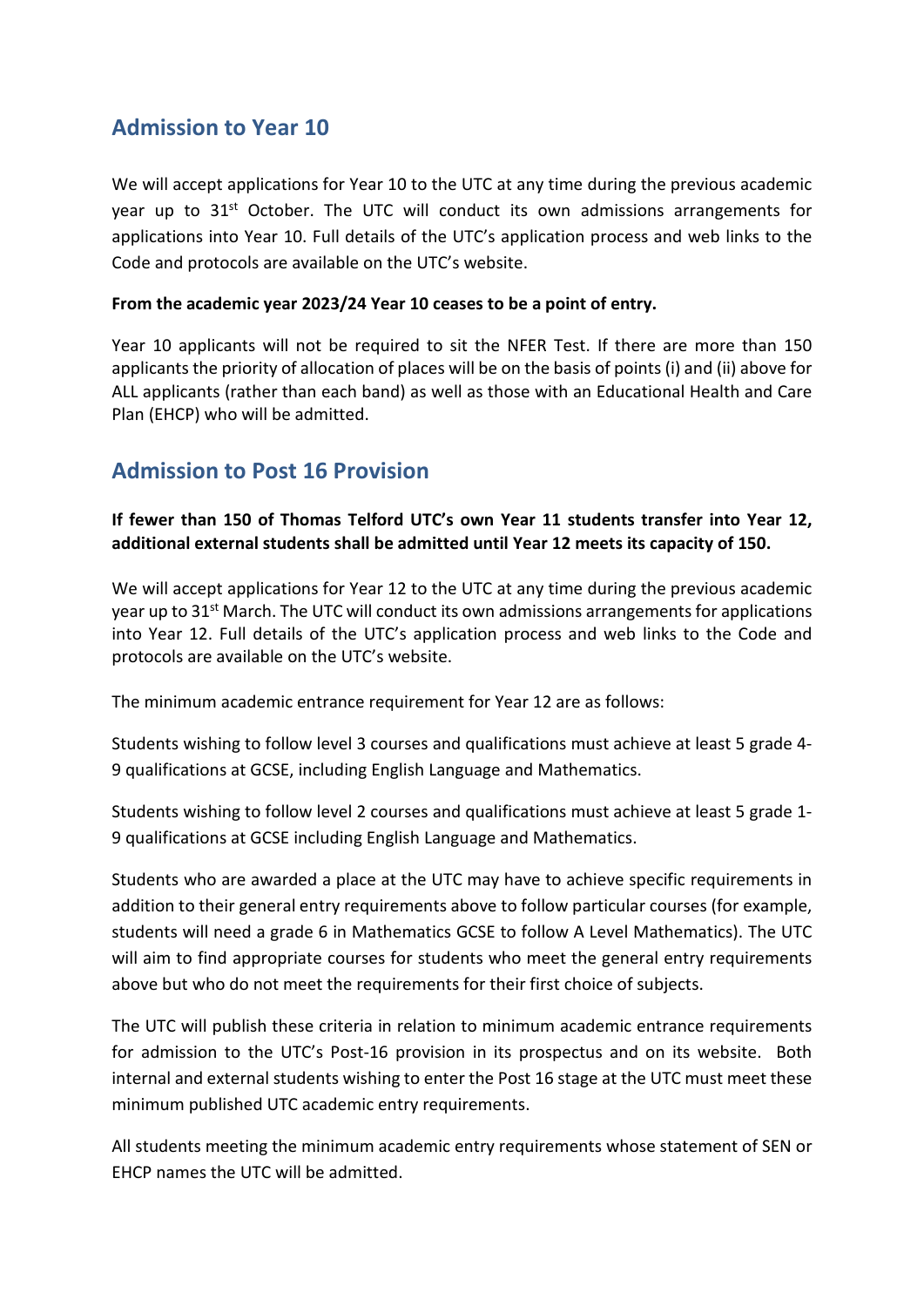## Admission to Year 10

We will accept applications for Year 10 to the UTC at any time during the previous academic year up to 31st October. The UTC will conduct its own admissions arrangements for applications into Year 10. Full details of the UTC's application process and web links to the Code and protocols are available on the UTC's website.

**From the academic year 2023/24 Year 10 ceases to be a point of entry.**

Year 10 applicants will not be required to sit the NFER Test. If there are more than 150 applicants the priority of allocation of places will be on the basis of points (i) and (ii) above for ALL applicants (rather than each band) as well as those with an Educational Health and Care Plan (EHCP) who will be admitted.

## Admission to Post 16 Provision

**If fewer than 150 of Thomas Telford UTC's own Year 11 students transfer into Year 12, additional external students shall be admitted until Year 12 meets its capacity of 150.**

We will accept applications for Year 12 to the UTC at any time during the previous academic year up to 31st March. The UTC will conduct its own admissions arrangements for applications into Year 12. Full details of the UTC's application process and web links to the Code and protocols are available on the UTC's website.

The minimum academic entrance requirement for Year 12 are as follows:

Students wishing to follow level 3 courses and qualifications must achieve at least 5 grade 4-9 qualifications at GCSE, including English Language and Mathematics.

Students wishing to follow level 2 courses and qualifications must achieve at least 5 grade 1-9 qualifications at GCSE including English Language and Mathematics.

Students who are awarded a place at the UTC may have to achieve specific requirements in addition to their general entry requirements above to follow particular courses (for example, students will need a grade 6 in Mathematics GCSE to follow A Level Mathematics). The UTC will aim to find appropriate courses for students who meet the general entry requirements above but who do not meet the requirements for their first choice of subjects.

The UTC will publish these criteria in relation to minimum academic entrance requirements for admission to the UTC's Post-16 provision in its prospectus and on its website. Both internal and external students wishing to enter the Post 16 stage at the UTC must meet these minimum published UTC academic entry requirements.

All students meeting the minimum academic entry requirements whose statement of SEN or EHCP names the UTC will be admitted.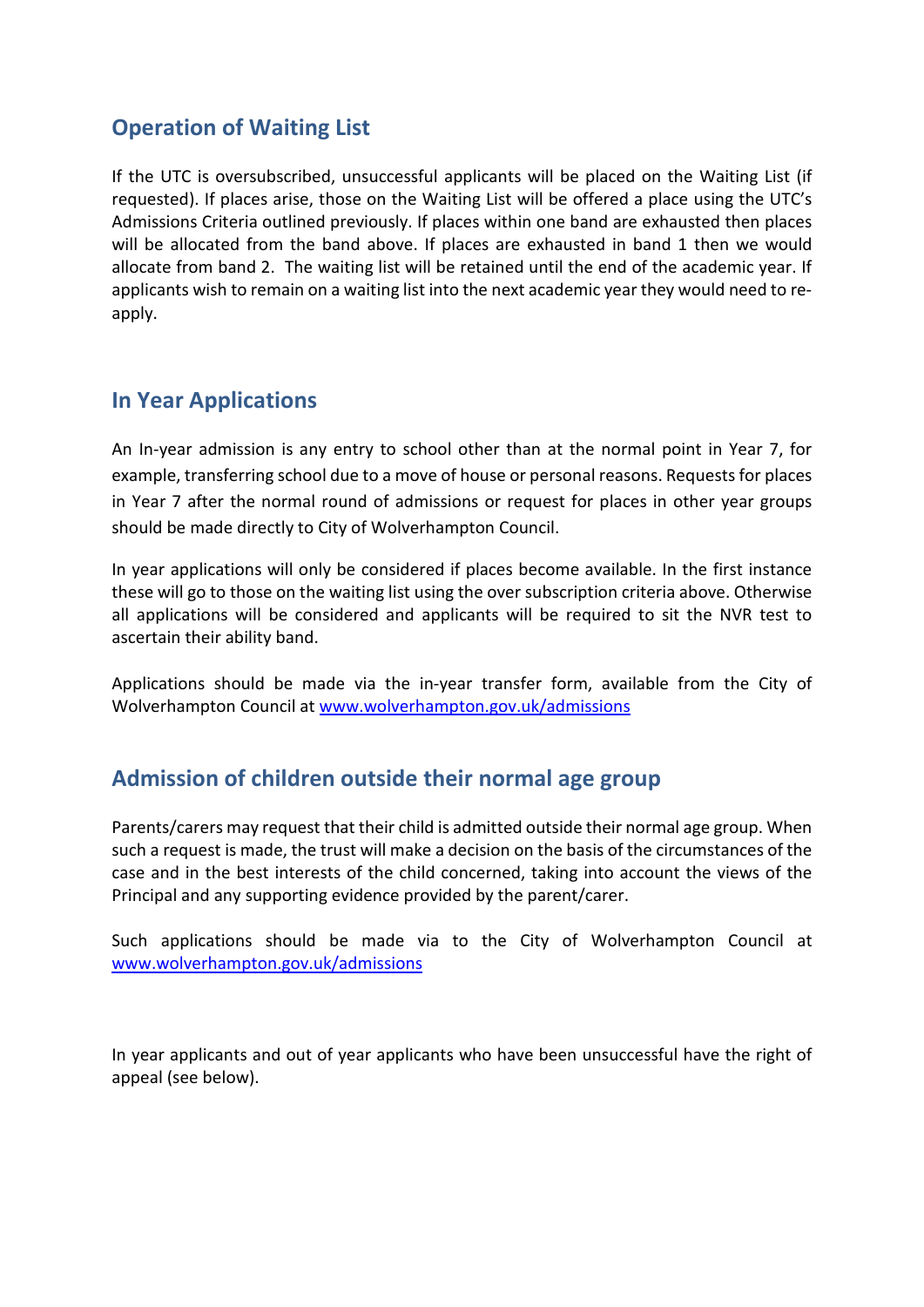## Operation of Waiting List

If the UTC is oversubscribed, unsuccessful applicants will be placed on the Waiting List (if requested). If places arise, those on the Waiting List will be offered a place using the UTC's Admissions Criteria outlined previously. If places within one band are exhausted then places will be allocated from the band above. If places are exhausted in band 1 then we would allocate from band 2. The waiting list will be retained until the end of the academic year. If applicants wish to remain on a waiting list into the next academic year they would need to re-apply.

## In Year Applications

An In-year admission is any entry to school other than at the normal point in Year 7, for example, transferring school due to a move of house or personal reasons. Requests for places in Year 7 after the normal round of admissions or request for places in other year groups should be made directly to City of Wolverhampton Council.

In year applications will only be considered if places become available. In the first instance these will go to those on the waiting list using the over subscription criteria above. Otherwise all applications will be considered and applicants will be required to sit the NVR test to ascertain their ability band.

Applications should be made via the in-year transfer form, available from the City of Wolverhampton Council at [www.wolverhampton.gov.uk/admissions](www.wolverhampton.gov.uk/admissions)

## Admission of children outside their normal age group

Parents/carers may request that their child is admitted outside their normal age group. When such a request is made, the trust will make a decision on the basis of the circumstances of the case and in the best interests of the child concerned, taking into account the views of the Principal and any supporting evidence provided by the parent/carer.

Such applications should be made via to the City of Wolverhampton Council at [www.wolverhampton.gov.uk/admissions](www.wolverhampton.gov.uk/admissions)

In year applicants and out of year applicants who have been unsuccessful have the right of appeal (see below).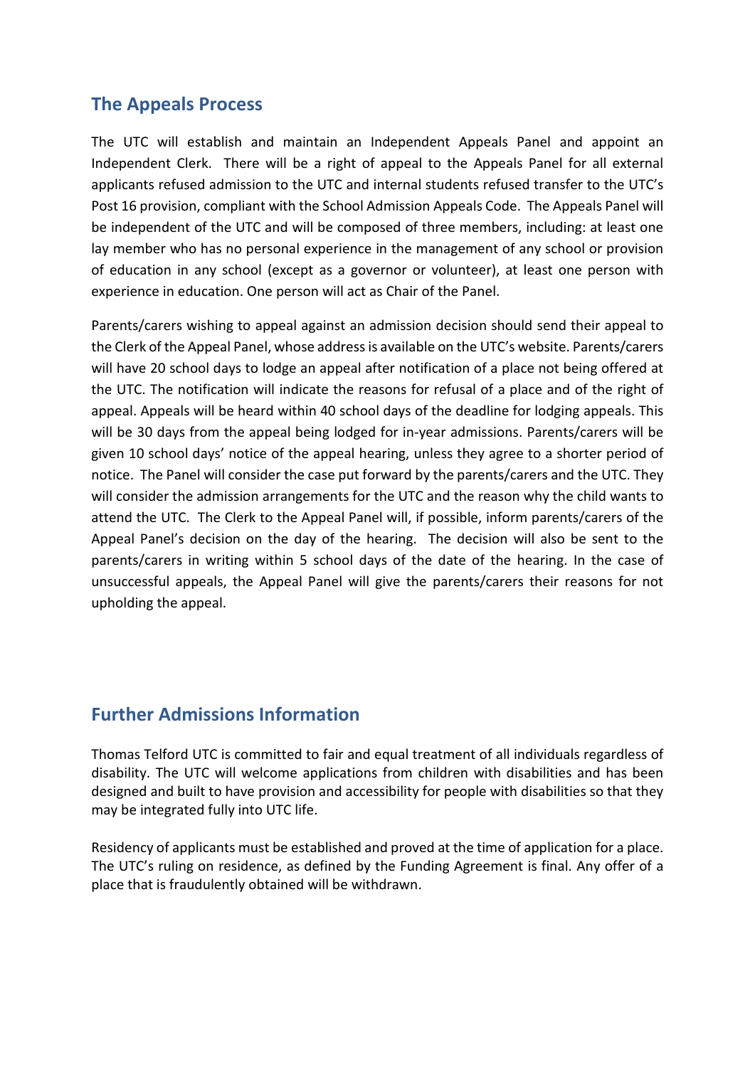## The Appeals Process

The UTC will establish and maintain an Independent Appeals Panel and appoint an Independent Clerk. There will be a right of appeal to the Appeals Panel for all external applicants refused admission to the UTC and internal students refused transfer to the UTC's Post 16 provision, compliant with the School Admission Appeals Code. The Appeals Panel will be independent of the UTC and will be composed of three members, including: at least one lay member who has no personal experience in the management of any school or provision of education in any school (except as a governor or volunteer), at least one person with experience in education. One person will act as Chair of the Panel.

Parents/carers wishing to appeal against an admission decision should send their appeal to the Clerk of the Appeal Panel, whose address is available on the UTC's website. Parents/carers will have 20 school days to lodge an appeal after notification of a place not being offered at the UTC. The notification will indicate the reasons for refusal of a place and of the right of appeal. Appeals will be heard within 40 school days of the deadline for lodging appeals. This will be 30 days from the appeal being lodged for in-year admissions. Parents/carers will be given 10 school days' notice of the appeal hearing, unless they agree to a shorter period of notice. The Panel will consider the case put forward by the parents/carers and the UTC. They will consider the admission arrangements for the UTC and the reason why the child wants to attend the UTC. The Clerk to the Appeal Panel will, if possible, inform parents/carers of the Appeal Panel's decision on the day of the hearing. The decision will also be sent to the parents/carers in writing within 5 school days of the date of the hearing. In the case of unsuccessful appeals, the Appeal Panel will give the parents/carers their reasons for not upholding the appeal.

## Further Admissions Information

Thomas Telford UTC is committed to fair and equal treatment of all individuals regardless of disability. The UTC will welcome applications from children with disabilities and has been designed and built to have provision and accessibility for people with disabilities so that they may be integrated fully into UTC life.

Residency of applicants must be established and proved at the time of application for a place. The UTC's ruling on residence, as defined by the Funding Agreement is final. Any offer of a place that is fraudulently obtained will be withdrawn.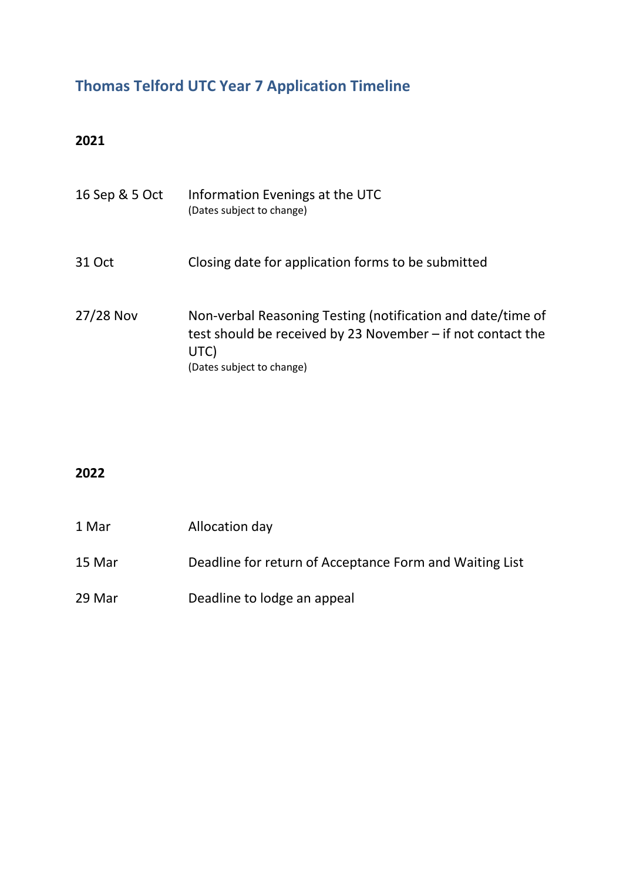## Thomas Telford UTC Year 7 Application Timeline

**2021**

| | |
|---|---|
| 16 Sep & 5 Oct | Information Evenings at the UTC (Dates subject to change) |
| 31 Oct | Closing date for application forms to be submitted |
| 27/28 Nov | Non-verbal Reasoning Testing (notification and date/time of test should be received by 23 November – if not contact the UTC) (Dates subject to change) |

**2022**

| | |
|---|---|
| 1 Mar | Allocation day |
| 15 Mar | Deadline for return of Acceptance Form and Waiting List |
| 29 Mar | Deadline to lodge an appeal |